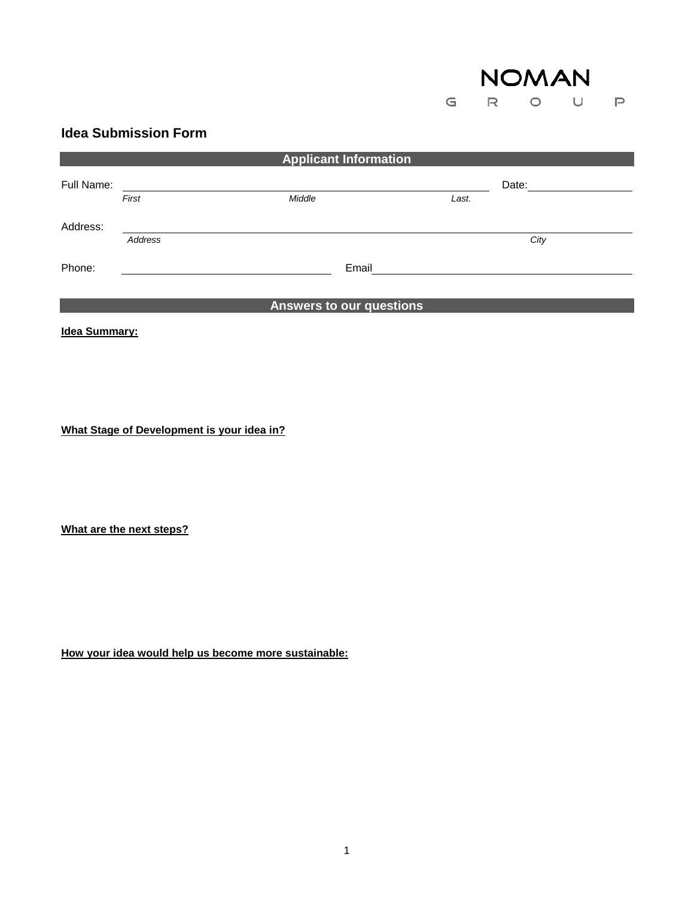NOMAN
G R O U P

## Idea Submission Form

### Applicant Information

Full Name: ______________________________________________ Date: ______________
*First* *Middle* *Last.*

Address: ______________________________________________________________
*Address* *City*

Phone: ______________________ Email ______________________________

### Answers to our questions

**Idea Summary:**

**What Stage of Development is your idea in?**

**What are the next steps?**

**How your idea would help us become more sustainable:**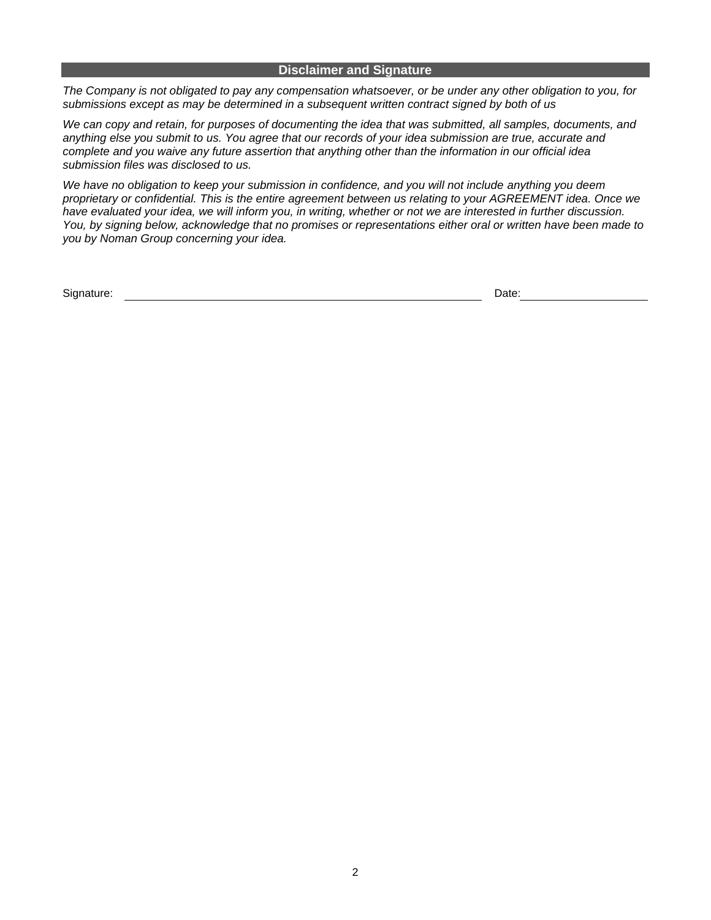## Disclaimer and Signature

*The Company is not obligated to pay any compensation whatsoever, or be under any other obligation to you, for submissions except as may be determined in a subsequent written contract signed by both of us*

*We can copy and retain, for purposes of documenting the idea that was submitted, all samples, documents, and anything else you submit to us. You agree that our records of your idea submission are true, accurate and complete and you waive any future assertion that anything other than the information in our official idea submission files was disclosed to us.*

*We have no obligation to keep your submission in confidence, and you will not include anything you deem proprietary or confidential. This is the entire agreement between us relating to your AGREEMENT idea. Once we have evaluated your idea, we will inform you, in writing, whether or not we are interested in further discussion. You, by signing below, acknowledge that no promises or representations either oral or written have been made to you by Noman Group concerning your idea.*

Signature: ______________________________________________ Date: ____________________